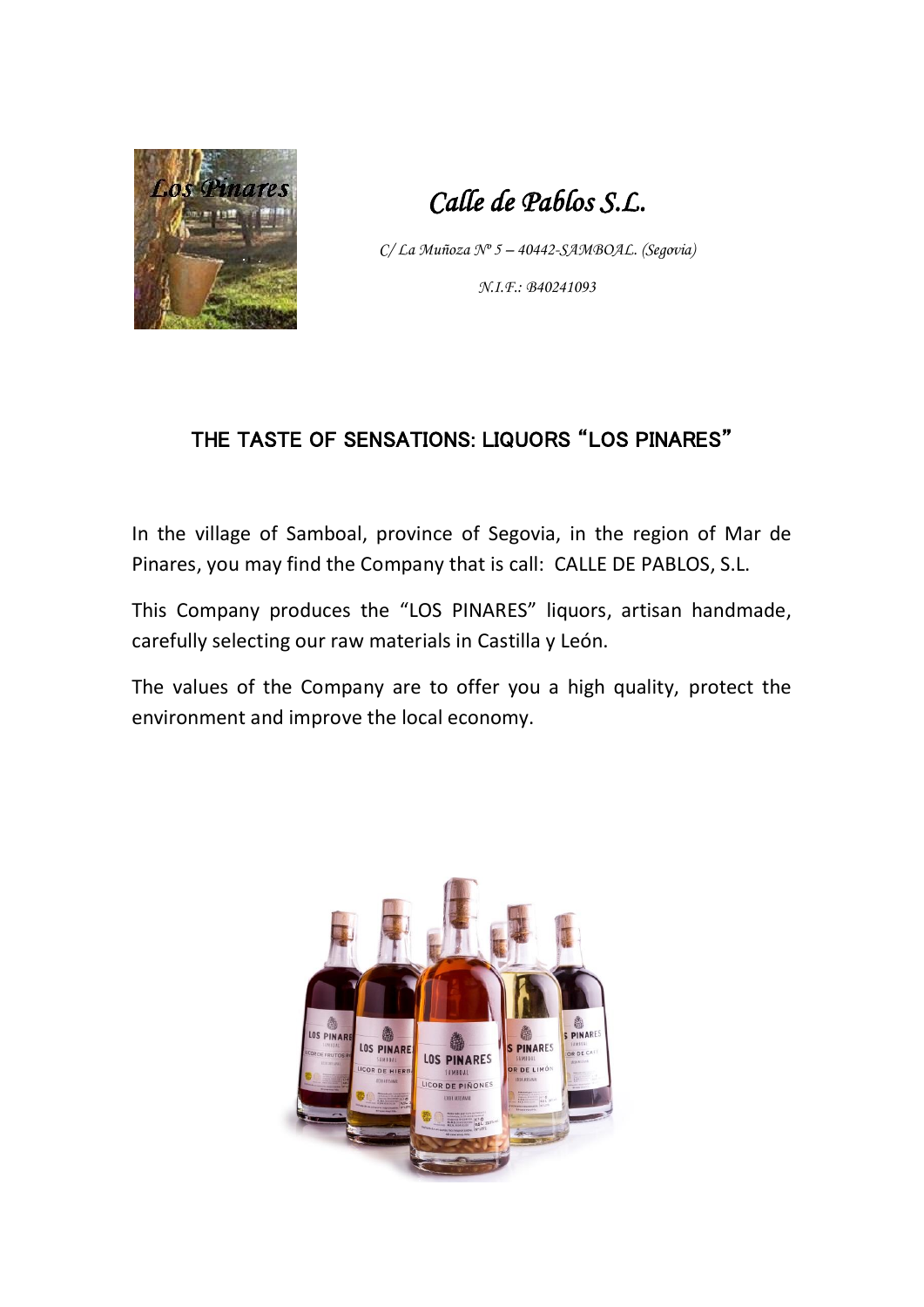# *Calle de Pablos S.L.*

*C/ La Muñoza Nº 5 – 40442-SAMBOAL. (Segovia)*

*N.I.F.: B40241093*

## THE TASTE OF SENSATIONS: LIQUORS "LOS PINARES"

In the village of Samboal, province of Segovia, in the region of Mar de Pinares, you may find the Company that is call: CALLE DE PABLOS, S.L.

This Company produces the "LOS PINARES" liquors, artisan handmade, carefully selecting our raw materials in Castilla y León.

The values of the Company are to offer you a high quality, protect the environment and improve the local economy.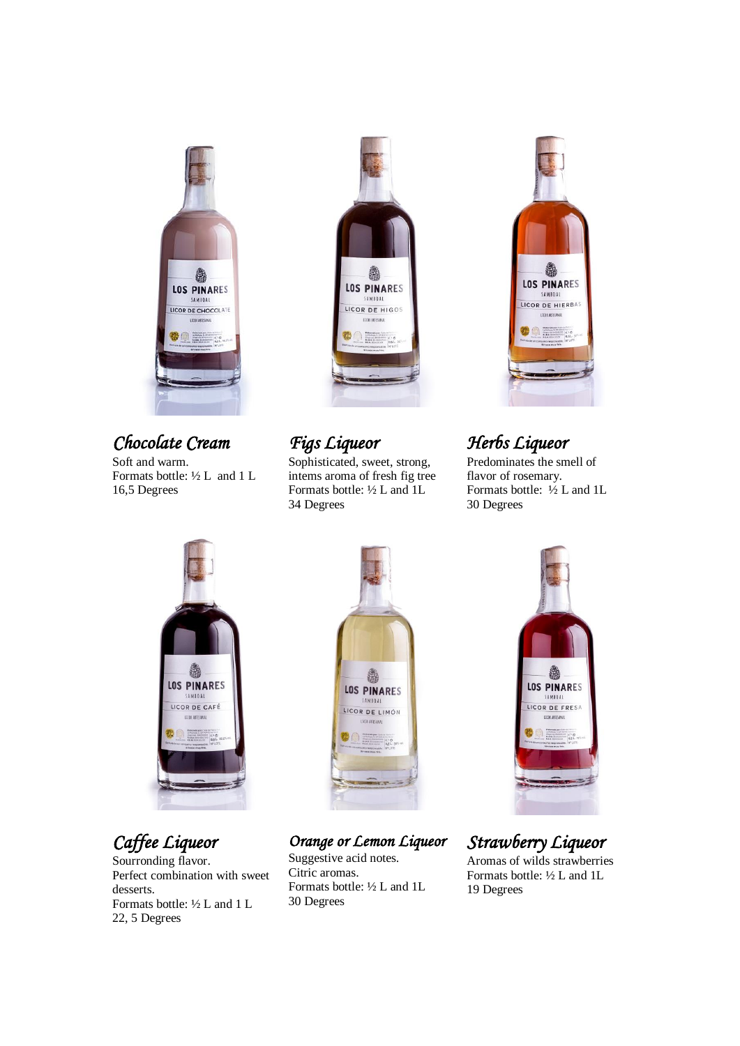### *Chocolate Cream*

Soft and warm.
Formats bottle: ½ L and 1 L
16,5 Degrees

### *Figs Liqueor*

Sophisticated, sweet, strong, intems aroma of fresh fig tree
Formats bottle: ½ L and 1L
34 Degrees

### *Herbs Liqueor*

Predominates the smell of flavor of rosemary.
Formats bottle: ½ L and 1L
30 Degrees

### *Caffee Liqueor*

Sourronding flavor.
Perfect combination with sweet desserts.
Formats bottle: ½ L and 1 L
22, 5 Degrees

### *Orange or Lemon Liqueor*

Suggestive acid notes.
Citric aromas.
Formats bottle: ½ L and 1L
30 Degrees

### *Strawberry Liqueor*

Aromas of wilds strawberries
Formats bottle: ½ L and 1L
19 Degrees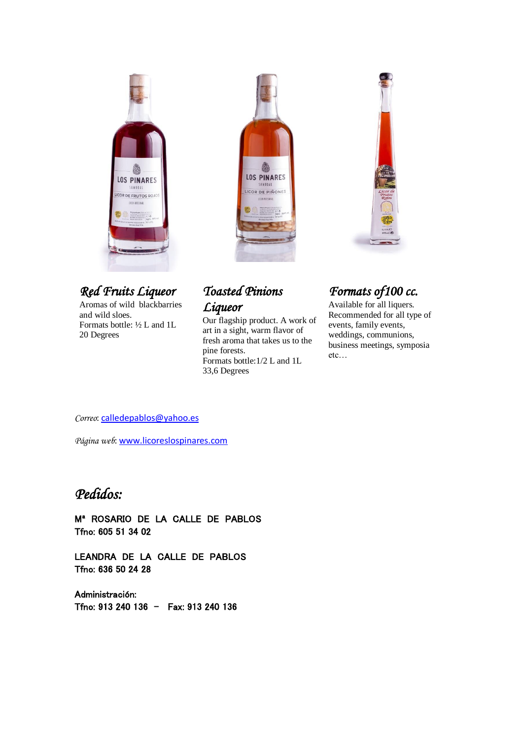### *Red Fruits Liqueor*

Aromas of wild blackbarries and wild sloes.
Formats bottle: ½ L and 1L
20 Degrees

### *Toasted Pinions Liqueor*

Our flagship product. A work of art in a sight, warm flavor of fresh aroma that takes us to the pine forests.
Formats bottle:1/2 L and 1L
33,6 Degrees

### *Formats of100 cc.*

Available for all liquers.
Recommended for all type of events, family events, weddings, communions, business meetings, symposia etc…

*Correo*: calledepablos@yahoo.es

*Página web*: www.licoreslospinares.com

## *Pedidos:*

**Mª ROSARIO DE LA CALLE DE PABLOS**
**Tfno: 605 51 34 02**

**LEANDRA DE LA CALLE DE PABLOS**
**Tfno: 636 50 24 28**

**Administración:**
**Tfno: 913 240 136 – Fax: 913 240 136**